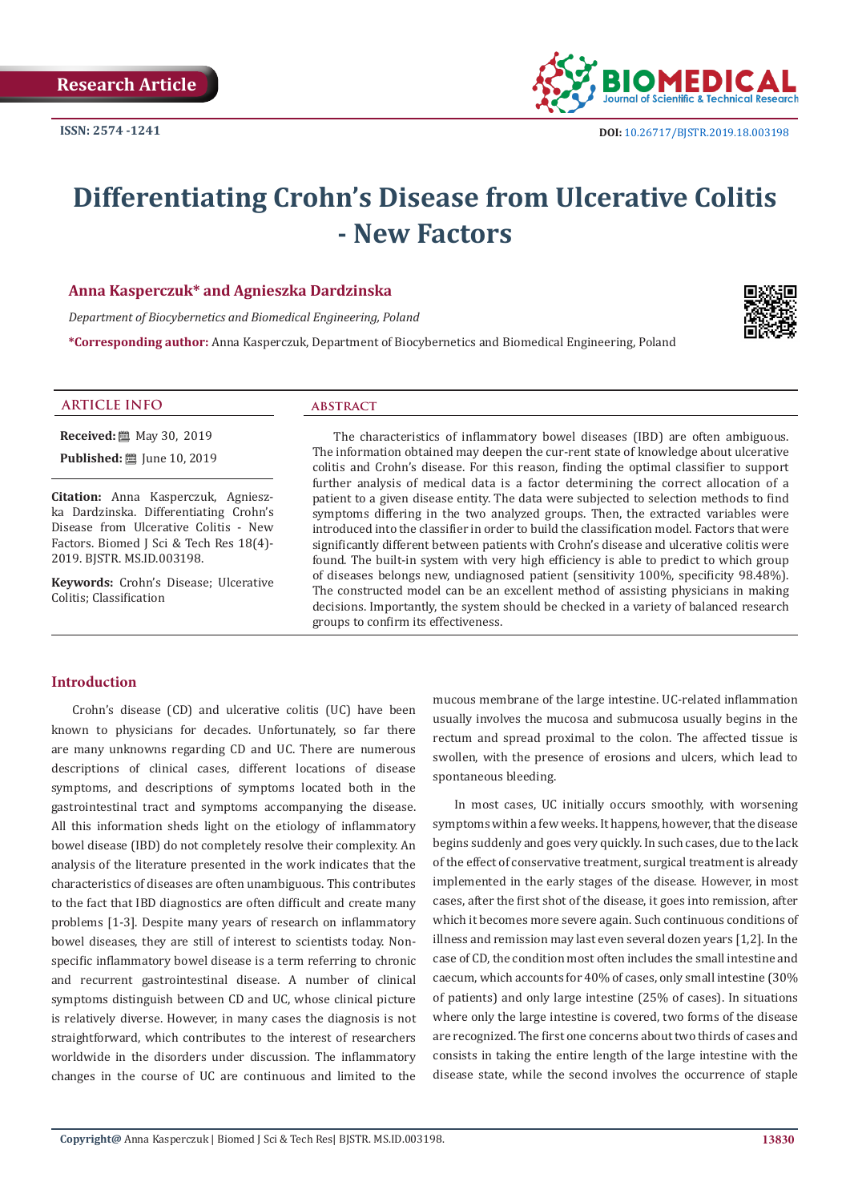Research Article

ISSN: 2574 -1241

DOI: 10.26717/BJSTR.2019.18.003198

# Differentiating Crohn's Disease from Ulcerative Colitis - New Factors

**Anna Kasperczuk* and Agnieszka Dardzinska**

*Department of Biocybernetics and Biomedical Engineering, Poland*

***Corresponding author:** Anna Kasperczuk, Department of Biocybernetics and Biomedical Engineering, Poland

## ARTICLE INFO

**Received:** May 30, 2019

**Published:** June 10, 2019

**Citation:** Anna Kasperczuk, Agnieszka Dardzinska. Differentiating Crohn's Disease from Ulcerative Colitis - New Factors. Biomed J Sci & Tech Res 18(4)-2019. BJSTR. MS.ID.003198.

**Keywords:** Crohn's Disease; Ulcerative Colitis; Classification

## ABSTRACT

The characteristics of inflammatory bowel diseases (IBD) are often ambiguous. The information obtained may deepen the cur-rent state of knowledge about ulcerative colitis and Crohn's disease. For this reason, finding the optimal classifier to support further analysis of medical data is a factor determining the correct allocation of a patient to a given disease entity. The data were subjected to selection methods to find symptoms differing in the two analyzed groups. Then, the extracted variables were introduced into the classifier in order to build the classification model. Factors that were significantly different between patients with Crohn's disease and ulcerative colitis were found. The built-in system with very high efficiency is able to predict to which group of diseases belongs new, undiagnosed patient (sensitivity 100%, specificity 98.48%). The constructed model can be an excellent method of assisting physicians in making decisions. Importantly, the system should be checked in a variety of balanced research groups to confirm its effectiveness.

## Introduction

Crohn's disease (CD) and ulcerative colitis (UC) have been known to physicians for decades. Unfortunately, so far there are many unknowns regarding CD and UC. There are numerous descriptions of clinical cases, different locations of disease symptoms, and descriptions of symptoms located both in the gastrointestinal tract and symptoms accompanying the disease. All this information sheds light on the etiology of inflammatory bowel disease (IBD) do not completely resolve their complexity. An analysis of the literature presented in the work indicates that the characteristics of diseases are often unambiguous. This contributes to the fact that IBD diagnostics are often difficult and create many problems [1-3]. Despite many years of research on inflammatory bowel diseases, they are still of interest to scientists today. Non-specific inflammatory bowel disease is a term referring to chronic and recurrent gastrointestinal disease. A number of clinical symptoms distinguish between CD and UC, whose clinical picture is relatively diverse. However, in many cases the diagnosis is not straightforward, which contributes to the interest of researchers worldwide in the disorders under discussion. The inflammatory changes in the course of UC are continuous and limited to the mucous membrane of the large intestine. UC-related inflammation usually involves the mucosa and submucosa usually begins in the rectum and spread proximal to the colon. The affected tissue is swollen, with the presence of erosions and ulcers, which lead to spontaneous bleeding.

In most cases, UC initially occurs smoothly, with worsening symptoms within a few weeks. It happens, however, that the disease begins suddenly and goes very quickly. In such cases, due to the lack of the effect of conservative treatment, surgical treatment is already implemented in the early stages of the disease. However, in most cases, after the first shot of the disease, it goes into remission, after which it becomes more severe again. Such continuous conditions of illness and remission may last even several dozen years [1,2]. In the case of CD, the condition most often includes the small intestine and caecum, which accounts for 40% of cases, only small intestine (30% of patients) and only large intestine (25% of cases). In situations where only the large intestine is covered, two forms of the disease are recognized. The first one concerns about two thirds of cases and consists in taking the entire length of the large intestine with the disease state, while the second involves the occurrence of staple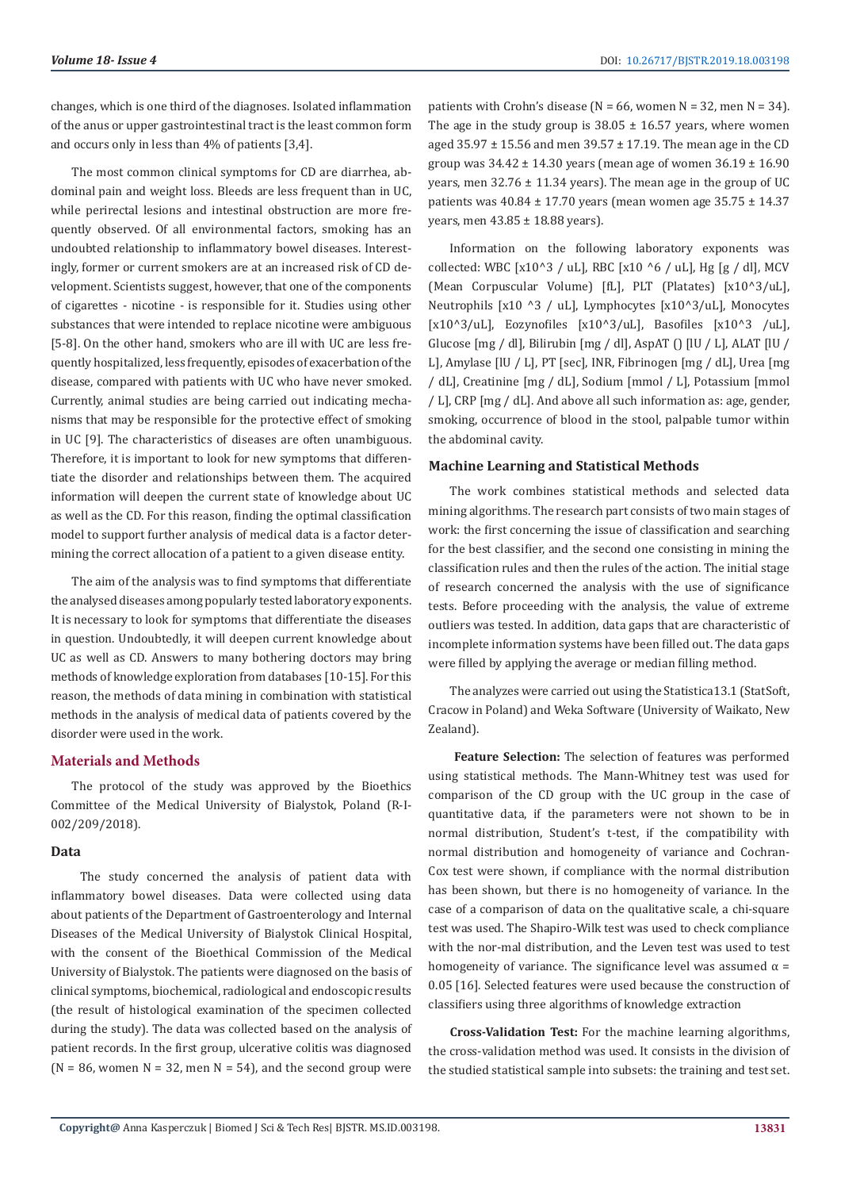changes, which is one third of the diagnoses. Isolated inflammation of the anus or upper gastrointestinal tract is the least common form and occurs only in less than 4% of patients [3,4].

The most common clinical symptoms for CD are diarrhea, abdominal pain and weight loss. Bleeds are less frequent than in UC, while perirectal lesions and intestinal obstruction are more frequently observed. Of all environmental factors, smoking has an undoubted relationship to inflammatory bowel diseases. Interestingly, former or current smokers are at an increased risk of CD development. Scientists suggest, however, that one of the components of cigarettes - nicotine - is responsible for it. Studies using other substances that were intended to replace nicotine were ambiguous [5-8]. On the other hand, smokers who are ill with UC are less frequently hospitalized, less frequently, episodes of exacerbation of the disease, compared with patients with UC who have never smoked. Currently, animal studies are being carried out indicating mechanisms that may be responsible for the protective effect of smoking in UC [9]. The characteristics of diseases are often unambiguous. Therefore, it is important to look for new symptoms that differentiate the disorder and relationships between them. The acquired information will deepen the current state of knowledge about UC as well as the CD. For this reason, finding the optimal classification model to support further analysis of medical data is a factor determining the correct allocation of a patient to a given disease entity.

The aim of the analysis was to find symptoms that differentiate the analysed diseases among popularly tested laboratory exponents. It is necessary to look for symptoms that differentiate the diseases in question. Undoubtedly, it will deepen current knowledge about UC as well as CD. Answers to many bothering doctors may bring methods of knowledge exploration from databases [10-15]. For this reason, the methods of data mining in combination with statistical methods in the analysis of medical data of patients covered by the disorder were used in the work.

## Materials and Methods

The protocol of the study was approved by the Bioethics Committee of the Medical University of Bialystok, Poland (R-I-002/209/2018).

### Data

The study concerned the analysis of patient data with inflammatory bowel diseases. Data were collected using data about patients of the Department of Gastroenterology and Internal Diseases of the Medical University of Bialystok Clinical Hospital, with the consent of the Bioethical Commission of the Medical University of Bialystok. The patients were diagnosed on the basis of clinical symptoms, biochemical, radiological and endoscopic results (the result of histological examination of the specimen collected during the study). The data was collected based on the analysis of patient records. In the first group, ulcerative colitis was diagnosed (N = 86, women N = 32, men N = 54), and the second group were patients with Crohn's disease (N = 66, women N = 32, men N = 34). The age in the study group is 38.05 ± 16.57 years, where women aged 35.97 ± 15.56 and men 39.57 ± 17.19. The mean age in the CD group was 34.42 ± 14.30 years (mean age of women 36.19 ± 16.90 years, men 32.76 ± 11.34 years). The mean age in the group of UC patients was 40.84 ± 17.70 years (mean women age 35.75 ± 14.37 years, men 43.85 ± 18.88 years).

Information on the following laboratory exponents was collected: WBC [x10^3 / uL], RBC [x10 ^6 / uL], Hg [g / dl], MCV (Mean Corpuscular Volume) [fL], PLT (Platates) [x10^3/uL], Neutrophils [x10 ^3 / uL], Lymphocytes [x10^3/uL], Monocytes [x10^3/uL], Eozynofiles [x10^3/uL], Basofiles [x10^3 /uL], Glucose [mg / dl], Bilirubin [mg / dl], AspAT () [IU / L], ALAT [IU / L], Amylase [IU / L], PT [sec], INR, Fibrinogen [mg / dL], Urea [mg / dL], Creatinine [mg / dL], Sodium [mmol / L], Potassium [mmol / L], CRP [mg / dL]. And above all such information as: age, gender, smoking, occurrence of blood in the stool, palpable tumor within the abdominal cavity.

### Machine Learning and Statistical Methods

The work combines statistical methods and selected data mining algorithms. The research part consists of two main stages of work: the first concerning the issue of classification and searching for the best classifier, and the second one consisting in mining the classification rules and then the rules of the action. The initial stage of research concerned the analysis with the use of significance tests. Before proceeding with the analysis, the value of extreme outliers was tested. In addition, data gaps that are characteristic of incomplete information systems have been filled out. The data gaps were filled by applying the average or median filling method.

The analyzes were carried out using the Statistica13.1 (StatSoft, Cracow in Poland) and Weka Software (University of Waikato, New Zealand).

**Feature Selection:** The selection of features was performed using statistical methods. The Mann-Whitney test was used for comparison of the CD group with the UC group in the case of quantitative data, if the parameters were not shown to be in normal distribution, Student's t-test, if the compatibility with normal distribution and homogeneity of variance and Cochran-Cox test were shown, if compliance with the normal distribution has been shown, but there is no homogeneity of variance. In the case of a comparison of data on the qualitative scale, a chi-square test was used. The Shapiro-Wilk test was used to check compliance with the nor-mal distribution, and the Leven test was used to test homogeneity of variance. The significance level was assumed $\alpha$ = 0.05 [16]. Selected features were used because the construction of classifiers using three algorithms of knowledge extraction

**Cross-Validation Test:** For the machine learning algorithms, the cross-validation method was used. It consists in the division of the studied statistical sample into subsets: the training and test set.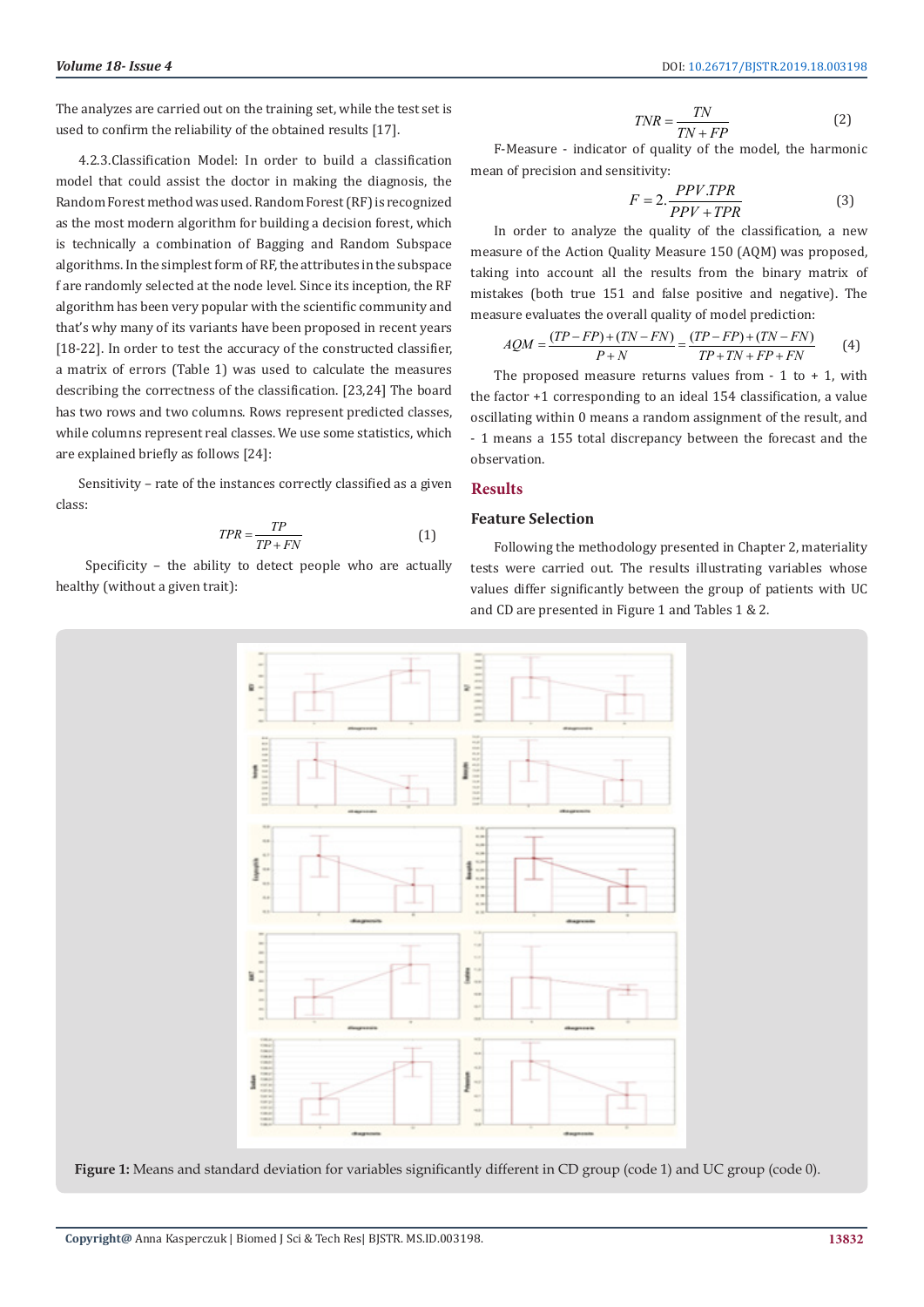The analyzes are carried out on the training set, while the test set is used to confirm the reliability of the obtained results [17].

4.2.3.Classification Model: In order to build a classification model that could assist the doctor in making the diagnosis, the Random Forest method was used. Random Forest (RF) is recognized as the most modern algorithm for building a decision forest, which is technically a combination of Bagging and Random Subspace algorithms. In the simplest form of RF, the attributes in the subspace f are randomly selected at the node level. Since its inception, the RF algorithm has been very popular with the scientific community and that's why many of its variants have been proposed in recent years [18-22]. In order to test the accuracy of the constructed classifier, a matrix of errors (Table 1) was used to calculate the measures describing the correctness of the classification. [23,24] The board has two rows and two columns. Rows represent predicted classes, while columns represent real classes. We use some statistics, which are explained briefly as follows [24]:

Sensitivity – rate of the instances correctly classified as a given class:

$$TPR = \frac{TP}{TP + FN} \quad (1)$$

Specificity – the ability to detect people who are actually healthy (without a given trait):

$$TNR = \frac{TN}{TN + FP} \quad (2)$$

F-Measure - indicator of quality of the model, the harmonic mean of precision and sensitivity:

$$F = 2.\frac{PPV.TPR}{PPV + TPR} \quad (3)$$

In order to analyze the quality of the classification, a new measure of the Action Quality Measure 150 (AQM) was proposed, taking into account all the results from the binary matrix of mistakes (both true 151 and false positive and negative). The measure evaluates the overall quality of model prediction:

$$AQM = \frac{(TP - FP) + (TN - FN)}{P + N} = \frac{(TP - FP) + (TN - FN)}{TP + TN + FP + FN} \quad (4)$$

The proposed measure returns values from - 1 to + 1, with the factor +1 corresponding to an ideal 154 classification, a value oscillating within 0 means a random assignment of the result, and - 1 means a 155 total discrepancy between the forecast and the observation.

## Results

### Feature Selection

Following the methodology presented in Chapter 2, materiality tests were carried out. The results illustrating variables whose values differ significantly between the group of patients with UC and CD are presented in Figure 1 and Tables 1 & 2.

**Figure 1:** Means and standard deviation for variables significantly different in CD group (code 1) and UC group (code 0).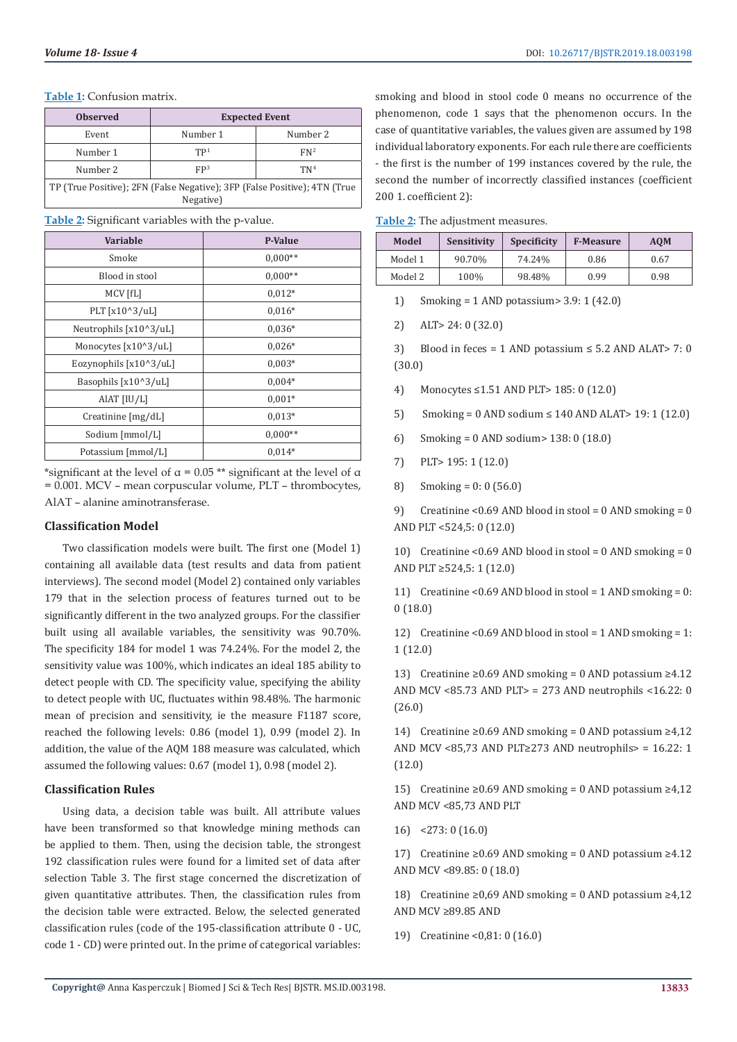**Table 1:** Confusion matrix.

| Observed | Expected Event | |
|---|---|---|
| Event | Number 1 | Number 2 |
| Number 1 | TP[1] | FN[2] |
| Number 2 | FP[3] | TN[4] |
| TP (True Positive); 2FN (False Negative); 3FP (False Positive); 4TN (True Negative) | | |

**Table 2:** Significant variables with the p-value.

| Variable | P-Value |
|---|---|
| Smoke | 0,000** |
| Blood in stool | 0,000** |
| MCV [fL] | 0,012* |
| PLT [x10^3/uL] | 0,016* |
| Neutrophils [x10^3/uL] | 0,036* |
| Monocytes [x10^3/uL] | 0,026* |
| Eozynophils [x10^3/uL] | 0,003* |
| Basophils [x10^3/uL] | 0,004* |
| AlAT [IU/L] | 0,001* |
| Creatinine [mg/dL] | 0,013* |
| Sodium [mmol/L] | 0,000** |
| Potassium [mmol/L] | 0,014* |

*significant at the level of $\alpha = 0.05$ ** significant at the level of $\alpha = 0.001$. MCV – mean corpuscular volume, PLT – thrombocytes, AlAT – alanine aminotransferase.

## Classification Model

Two classification models were built. The first one (Model 1) containing all available data (test results and data from patient interviews). The second model (Model 2) contained only variables 179 that in the selection process of features turned out to be significantly different in the two analyzed groups. For the classifier built using all available variables, the sensitivity was 90.70%. The specificity 184 for model 1 was 74.24%. For the model 2, the sensitivity value was 100%, which indicates an ideal 185 ability to detect people with CD. The specificity value, specifying the ability to detect people with UC, fluctuates within 98.48%. The harmonic mean of precision and sensitivity, ie the measure F1187 score, reached the following levels: 0.86 (model 1), 0.99 (model 2). In addition, the value of the AQM 188 measure was calculated, which assumed the following values: 0.67 (model 1), 0.98 (model 2).

## Classification Rules

Using data, a decision table was built. All attribute values have been transformed so that knowledge mining methods can be applied to them. Then, using the decision table, the strongest 192 classification rules were found for a limited set of data after selection Table 3. The first stage concerned the discretization of given quantitative attributes. Then, the classification rules from the decision table were extracted. Below, the selected generated classification rules (code of the 195-classification attribute 0 - UC, code 1 - CD) were printed out. In the prime of categorical variables: smoking and blood in stool code 0 means no occurrence of the phenomenon, code 1 says that the phenomenon occurs. In the case of quantitative variables, the values given are assumed by 198 individual laboratory exponents. For each rule there are coefficients - the first is the number of 199 instances covered by the rule, the second the number of incorrectly classified instances (coefficient 200 1. coefficient 2):

**Table 2:** The adjustment measures.

| Model | Sensitivity | Specificity | F-Measure | AQM |
|---|---|---|---|---|
| Model 1 | 90.70% | 74.24% | 0.86 | 0.67 |
| Model 2 | 100% | 98.48% | 0.99 | 0.98 |

1) Smoking = 1 AND potassium> 3.9: 1 (42.0)

2) ALT> 24: 0 (32.0)

3) Blood in feces = 1 AND potassium ≤ 5.2 AND ALAT> 7: 0 (30.0)

4) Monocytes ≤1.51 AND PLT> 185: 0 (12.0)

5) Smoking = 0 AND sodium ≤ 140 AND ALAT> 19: 1 (12.0)

6) Smoking = 0 AND sodium> 138: 0 (18.0)

7) PLT> 195: 1 (12.0)

8) Smoking = 0: 0 (56.0)

9) Creatinine <0.69 AND blood in stool = 0 AND smoking = 0 AND PLT <524,5: 0 (12.0)

10) Creatinine <0.69 AND blood in stool = 0 AND smoking = 0 AND PLT ≥524,5: 1 (12.0)

11) Creatinine <0.69 AND blood in stool = 1 AND smoking = 0: 0 (18.0)

12) Creatinine <0.69 AND blood in stool = 1 AND smoking = 1: 1 (12.0)

13) Creatinine ≥0.69 AND smoking = 0 AND potassium ≥4.12 AND MCV <85.73 AND PLT> = 273 AND neutrophils <16.22: 0 (26.0)

14) Creatinine ≥0.69 AND smoking = 0 AND potassium ≥4,12 AND MCV <85,73 AND PLT≥273 AND neutrophils> = 16.22: 1 (12.0)

15) Creatinine ≥0.69 AND smoking = 0 AND potassium ≥4,12 AND MCV <85,73 AND PLT

16) <273: 0 (16.0)

17) Creatinine ≥0.69 AND smoking = 0 AND potassium ≥4.12 AND MCV <89.85: 0 (18.0)

18) Creatinine ≥0,69 AND smoking = 0 AND potassium ≥4,12 AND MCV ≥89.85 AND

19) Creatinine <0,81: 0 (16.0)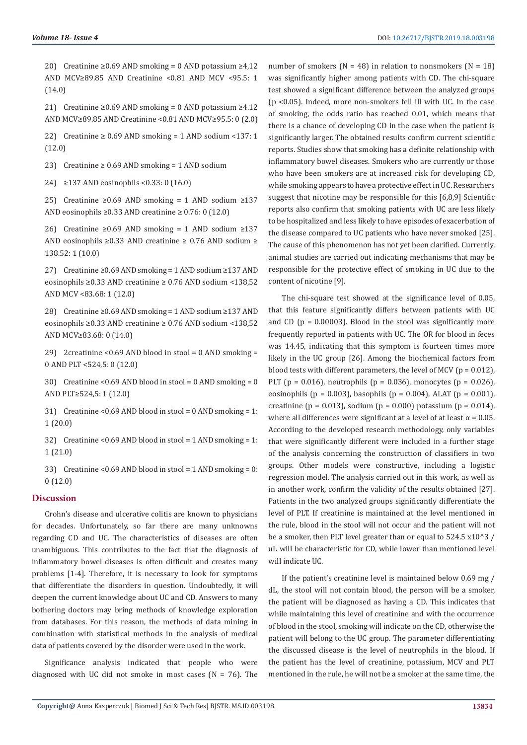20) Creatinine ≥0.69 AND smoking = 0 AND potassium ≥4,12 AND MCV≥89.85 AND Creatinine <0.81 AND MCV <95.5: 1 (14.0)

21) Creatinine ≥0.69 AND smoking = 0 AND potassium ≥4.12 AND MCV≥89.85 AND Creatinine <0.81 AND MCV≥95.5: 0 (2.0)

22) Creatinine ≥ 0.69 AND smoking = 1 AND sodium <137: 1 (12.0)

23) Creatinine ≥ 0.69 AND smoking = 1 AND sodium

24) ≥137 AND eosinophils <0.33: 0 (16.0)

25) Creatinine ≥0.69 AND smoking = 1 AND sodium ≥137 AND eosinophils ≥0.33 AND creatinine ≥ 0.76: 0 (12.0)

26) Creatinine ≥0.69 AND smoking = 1 AND sodium ≥137 AND eosinophils ≥0.33 AND creatinine ≥ 0.76 AND sodium ≥ 138.52: 1 (10.0)

27) Creatinine ≥0.69 AND smoking = 1 AND sodium ≥137 AND eosinophils ≥0.33 AND creatinine ≥ 0.76 AND sodium <138,52 AND MCV <83.68: 1 (12.0)

28) Creatinine ≥0.69 AND smoking = 1 AND sodium ≥137 AND eosinophils ≥0.33 AND creatinine ≥ 0.76 AND sodium <138,52 AND MCV≥83.68: 0 (14.0)

29) 2creatinine <0.69 AND blood in stool = 0 AND smoking = 0 AND PLT <524,5: 0 (12.0)

30) Creatinine <0.69 AND blood in stool = 0 AND smoking = 0 AND PLT≥524,5: 1 (12.0)

31) Creatinine <0.69 AND blood in stool = 0 AND smoking = 1: 1 (20.0)

32) Creatinine <0.69 AND blood in stool = 1 AND smoking = 1: 1 (21.0)

33) Creatinine <0.69 AND blood in stool = 1 AND smoking = 0: 0 (12.0)

## Discussion

Crohn's disease and ulcerative colitis are known to physicians for decades. Unfortunately, so far there are many unknowns regarding CD and UC. The characteristics of diseases are often unambiguous. This contributes to the fact that the diagnosis of inflammatory bowel diseases is often difficult and creates many problems [1-4]. Therefore, it is necessary to look for symptoms that differentiate the disorders in question. Undoubtedly, it will deepen the current knowledge about UC and CD. Answers to many bothering doctors may bring methods of knowledge exploration from databases. For this reason, the methods of data mining in combination with statistical methods in the analysis of medical data of patients covered by the disorder were used in the work.

Significance analysis indicated that people who were diagnosed with UC did not smoke in most cases (N = 76). The number of smokers (N = 48) in relation to nonsmokers (N = 18) was significantly higher among patients with CD. The chi-square test showed a significant difference between the analyzed groups ($p < 0.05$). Indeed, more non-smokers fell ill with UC. In the case of smoking, the odds ratio has reached 0.01, which means that there is a chance of developing CD in the case when the patient is significantly larger. The obtained results confirm current scientific reports. Studies show that smoking has a definite relationship with inflammatory bowel diseases. Smokers who are currently or those who have been smokers are at increased risk for developing CD, while smoking appears to have a protective effect in UC. Researchers suggest that nicotine may be responsible for this [6,8,9] Scientific reports also confirm that smoking patients with UC are less likely to be hospitalized and less likely to have episodes of exacerbation of the disease compared to UC patients who have never smoked [25]. The cause of this phenomenon has not yet been clarified. Currently, animal studies are carried out indicating mechanisms that may be responsible for the protective effect of smoking in UC due to the content of nicotine [9].

The chi-square test showed at the significance level of 0.05, that this feature significantly differs between patients with UC and CD ($p = 0.00003$). Blood in the stool was significantly more frequently reported in patients with UC. The OR for blood in feces was 14.45, indicating that this symptom is fourteen times more likely in the UC group [26]. Among the biochemical factors from blood tests with different parameters, the level of MCV ($p = 0.012$), PLT ($p = 0.016$), neutrophils ($p = 0.036$), monocytes ($p = 0.026$), eosinophils ($p = 0.003$), basophils ($p = 0.004$), ALAT ($p = 0.001$), creatinine ($p = 0.013$), sodium ($p = 0.000$) potassium ($p = 0.014$), where all differences were significant at a level of at least $\alpha = 0.05$. According to the developed research methodology, only variables that were significantly different were included in a further stage of the analysis concerning the construction of classifiers in two groups. Other models were constructive, including a logistic regression model. The analysis carried out in this work, as well as in another work, confirm the validity of the results obtained [27]. Patients in the two analyzed groups significantly differentiate the level of PLT. If creatinine is maintained at the level mentioned in the rule, blood in the stool will not occur and the patient will not be a smoker, then PLT level greater than or equal to 524.5 x10^3 / uL will be characteristic for CD, while lower than mentioned level will indicate UC.

If the patient's creatinine level is maintained below 0.69 mg / dL, the stool will not contain blood, the person will be a smoker, the patient will be diagnosed as having a CD. This indicates that while maintaining this level of creatinine and with the occurrence of blood in the stool, smoking will indicate on the CD, otherwise the patient will belong to the UC group. The parameter differentiating the discussed disease is the level of neutrophils in the blood. If the patient has the level of creatinine, potassium, MCV and PLT mentioned in the rule, he will not be a smoker at the same time, the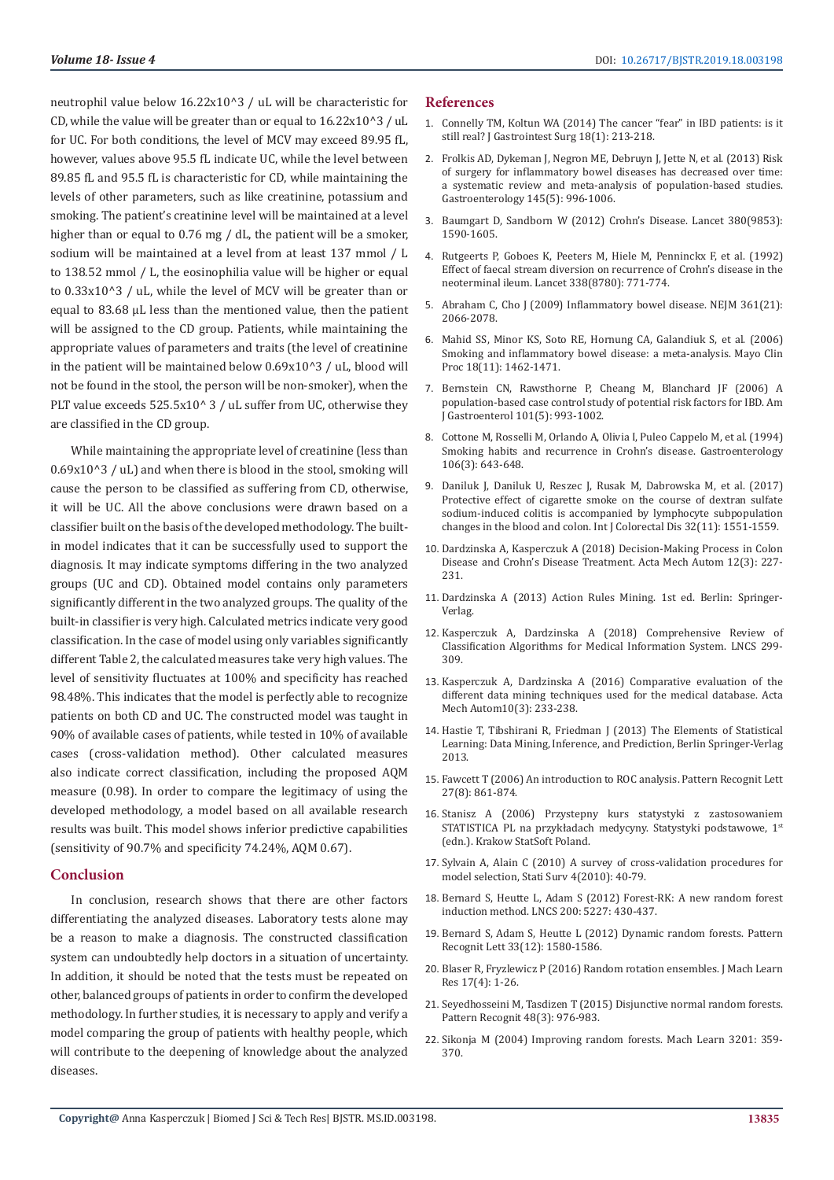neutrophil value below 16.22x10^3 / uL will be characteristic for CD, while the value will be greater than or equal to 16.22x10^3 / uL for UC. For both conditions, the level of MCV may exceed 89.95 fL, however, values above 95.5 fL indicate UC, while the level between 89.85 fL and 95.5 fL is characteristic for CD, while maintaining the levels of other parameters, such as like creatinine, potassium and smoking. The patient's creatinine level will be maintained at a level higher than or equal to 0.76 mg / dL, the patient will be a smoker, sodium will be maintained at a level from at least 137 mmol / L to 138.52 mmol / L, the eosinophilia value will be higher or equal to 0.33x10^3 / uL, while the level of MCV will be greater than or equal to 83.68 µL less than the mentioned value, then the patient will be assigned to the CD group. Patients, while maintaining the appropriate values of parameters and traits (the level of creatinine in the patient will be maintained below 0.69x10^3 / uL, blood will not be found in the stool, the person will be non-smoker), when the PLT value exceeds 525.5x10^ 3 / uL suffer from UC, otherwise they are classified in the CD group.

While maintaining the appropriate level of creatinine (less than 0.69x10^3 / uL) and when there is blood in the stool, smoking will cause the person to be classified as suffering from CD, otherwise, it will be UC. All the above conclusions were drawn based on a classifier built on the basis of the developed methodology. The built-in model indicates that it can be successfully used to support the diagnosis. It may indicate symptoms differing in the two analyzed groups (UC and CD). Obtained model contains only parameters significantly different in the two analyzed groups. The quality of the built-in classifier is very high. Calculated metrics indicate very good classification. In the case of model using only variables significantly different Table 2, the calculated measures take very high values. The level of sensitivity fluctuates at 100% and specificity has reached 98.48%. This indicates that the model is perfectly able to recognize patients on both CD and UC. The constructed model was taught in 90% of available cases of patients, while tested in 10% of available cases (cross-validation method). Other calculated measures also indicate correct classification, including the proposed AQM measure (0.98). In order to compare the legitimacy of using the developed methodology, a model based on all available research results was built. This model shows inferior predictive capabilities (sensitivity of 90.7% and specificity 74.24%, AQM 0.67).

## Conclusion

In conclusion, research shows that there are other factors differentiating the analyzed diseases. Laboratory tests alone may be a reason to make a diagnosis. The constructed classification system can undoubtedly help doctors in a situation of uncertainty. In addition, it should be noted that the tests must be repeated on other, balanced groups of patients in order to confirm the developed methodology. In further studies, it is necessary to apply and verify a model comparing the group of patients with healthy people, which will contribute to the deepening of knowledge about the analyzed diseases.

## References

1. Connelly TM, Koltun WA (2014) The cancer "fear" in IBD patients: is it still real? J Gastrointest Surg 18(1): 213-218.
2. Frolkis AD, Dykeman J, Negron ME, Debruyn J, Jette N, et al. (2013) Risk of surgery for inflammatory bowel diseases has decreased over time: a systematic review and meta-analysis of population-based studies. Gastroenterology 145(5): 996-1006.
3. Baumgart D, Sandborn W (2012) Crohn's Disease. Lancet 380(9853): 1590-1605.
4. Rutgeerts P, Goboes K, Peeters M, Hiele M, Penninckx F, et al. (1992) Effect of faecal stream diversion on recurrence of Crohn's disease in the neoterminal ileum. Lancet 338(8780): 771-774.
5. Abraham C, Cho J (2009) Inflammatory bowel disease. NEJM 361(21): 2066-2078.
6. Mahid SS, Minor KS, Soto RE, Hornung CA, Galandiuk S, et al. (2006) Smoking and inflammatory bowel disease: a meta-analysis. Mayo Clin Proc 18(11): 1462-1471.
7. Bernstein CN, Rawsthorne P, Cheang M, Blanchard JF (2006) A population-based case control study of potential risk factors for IBD. Am J Gastroenterol 101(5): 993-1002.
8. Cottone M, Rosselli M, Orlando A, Olivia I, Puleo Cappelo M, et al. (1994) Smoking habits and recurrence in Crohn's disease. Gastroenterology 106(3): 643-648.
9. Daniluk J, Daniluk U, Reszec J, Rusak M, Dabrowska M, et al. (2017) Protective effect of cigarette smoke on the course of dextran sulfate sodium-induced colitis is accompanied by lymphocyte subpopulation changes in the blood and colon. Int J Colorectal Dis 32(11): 1551-1559.
10. Dardzinska A, Kasperczuk A (2018) Decision-Making Process in Colon Disease and Crohn's Disease Treatment. Acta Mech Autom 12(3): 227-231.
11. Dardzinska A (2013) Action Rules Mining. 1st ed. Berlin: Springer-Verlag.
12. Kasperczuk A, Dardzinska A (2018) Comprehensive Review of Classification Algorithms for Medical Information System. LNCS 299-309.
13. Kasperczuk A, Dardzinska A (2016) Comparative evaluation of the different data mining techniques used for the medical database. Acta Mech Autom10(3): 233-238.
14. Hastie T, Tibshirani R, Friedman J (2013) The Elements of Statistical Learning: Data Mining, Inference, and Prediction, Berlin Springer-Verlag 2013.
15. Fawcett T (2006) An introduction to ROC analysis. Pattern Recognit Lett 27(8): 861-874.
16. Stanisz A (2006) Przystepny kurs statystyki z zastosowaniem STATISTICA PL na przykładach medycyny. Statystyki podstawowe, 1st (edn.). Krakow StatSoft Poland.
17. Sylvain A, Alain C (2010) A survey of cross-validation procedures for model selection, Stati Surv 4(2010): 40-79.
18. Bernard S, Heutte L, Adam S (2012) Forest-RK: A new random forest induction method. LNCS 200: 5227: 430-437.
19. Bernard S, Adam S, Heutte L (2012) Dynamic random forests. Pattern Recognit Lett 33(12): 1580-1586.
20. Blaser R, Fryzlewicz P (2016) Random rotation ensembles. J Mach Learn Res 17(4): 1-26.
21. Seyedhosseini M, Tasdizen T (2015) Disjunctive normal random forests. Pattern Recognit 48(3): 976-983.
22. Sikonja M (2004) Improving random forests. Mach Learn 3201: 359-370.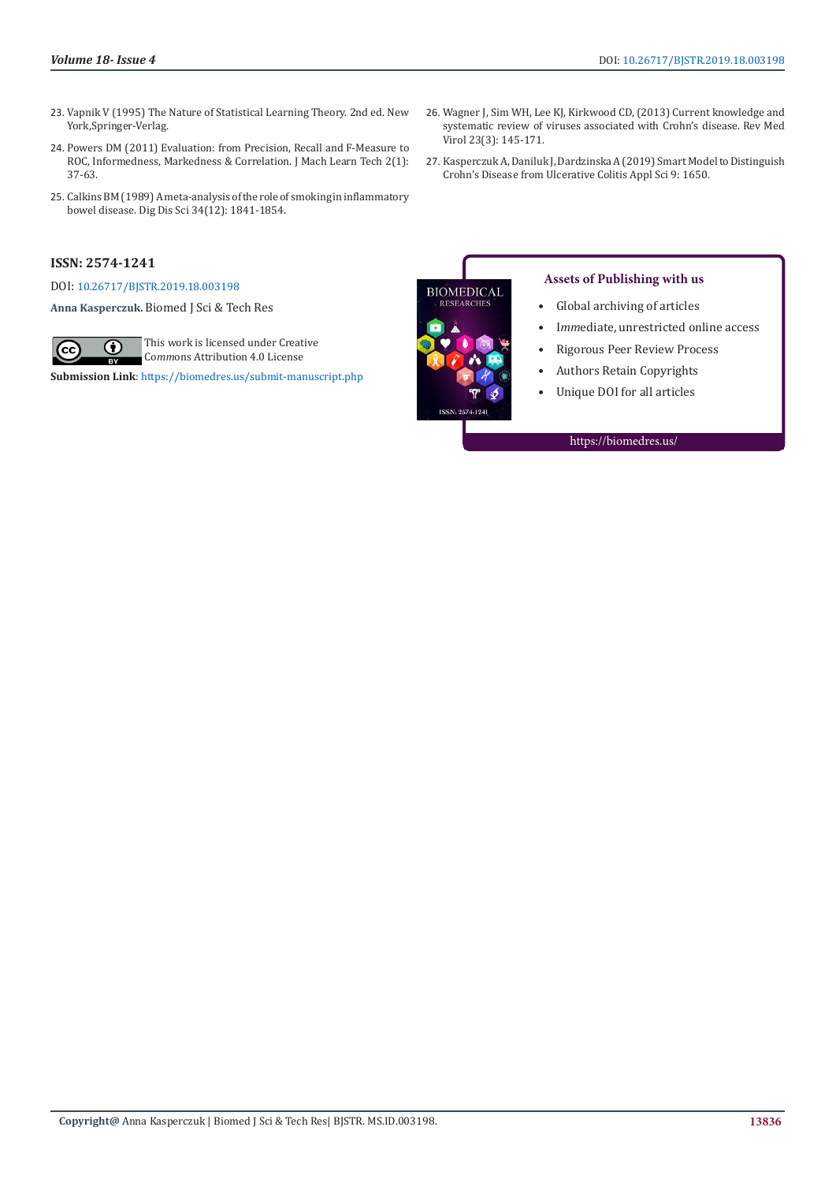23. Vapnik V (1995) The Nature of Statistical Learning Theory. 2nd ed. New York,Springer-Verlag.
24. Powers DM (2011) Evaluation: from Precision, Recall and F-Measure to ROC, Informedness, Markedness & Correlation. J Mach Learn Tech 2(1): 37-63.
25. Calkins BM (1989) A meta-analysis of the role of smoking in inflammatory bowel disease. Dig Dis Sci 34(12): 1841-1854.
26. Wagner J, Sim WH, Lee KJ, Kirkwood CD, (2013) Current knowledge and systematic review of viruses associated with Crohn's disease. Rev Med Virol 23(3): 145-171.
27. Kasperczuk A, Daniluk J, Dardzinska A (2019) Smart Model to Distinguish Crohn's Disease from Ulcerative Colitis Appl Sci 9: 1650.

**ISSN: 2574-1241**

DOI: 10.26717/BJSTR.2019.18.003198

**Anna Kasperczuk.** Biomed J Sci & Tech Res

This work is licensed under Creative Commons Attribution 4.0 License

**Submission Link**: https://biomedres.us/submit-manuscript.php

**Assets of Publishing with us**

- Global archiving of articles
- Immediate, unrestricted online access
- Rigorous Peer Review Process
- Authors Retain Copyrights
- Unique DOI for all articles

https://biomedres.us/

**Copyright@** Anna Kasperczuk | Biomed J Sci & Tech Res| BJSTR. MS.ID.003198.